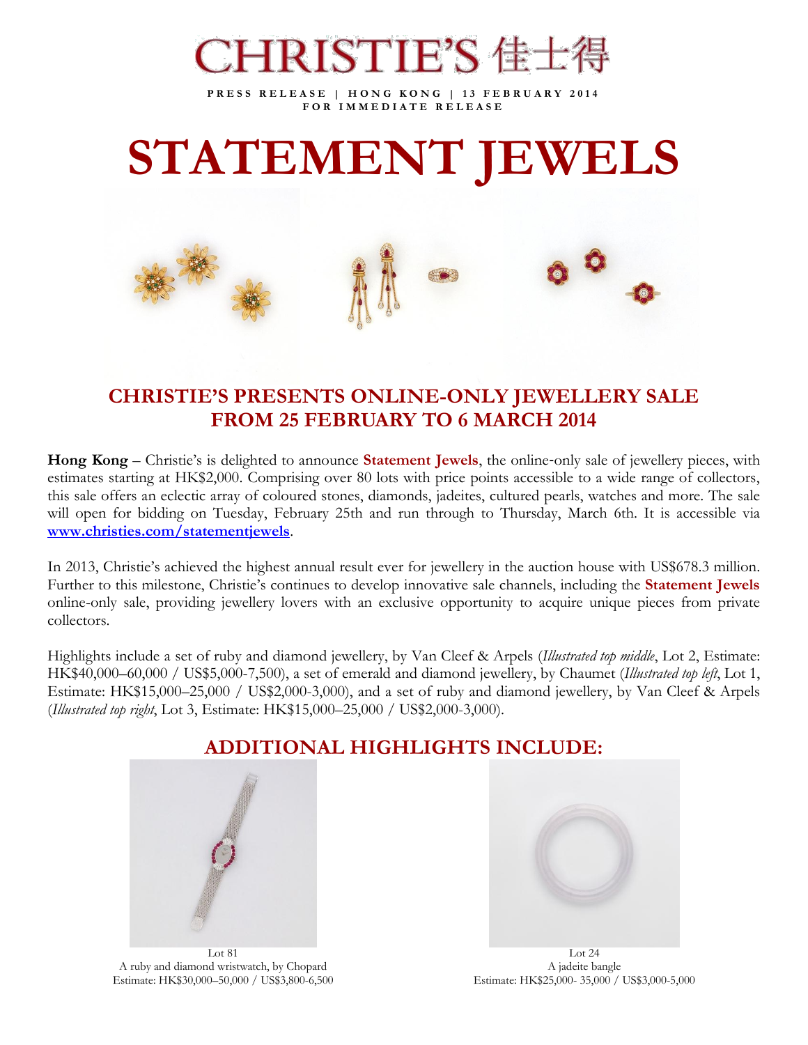# CHRISTIE'S 佳士得

PRESS RELEASE | HONG KONG | 13 FEBRUARY 2014
FOR IMMEDIATE RELEASE

# STATEMENT JEWELS

## CHRISTIE'S PRESENTS ONLINE-ONLY JEWELLERY SALE FROM 25 FEBRUARY TO 6 MARCH 2014

**Hong Kong** – Christie's is delighted to announce **Statement Jewels**, the online-only sale of jewellery pieces, with estimates starting at HK$2,000. Comprising over 80 lots with price points accessible to a wide range of collectors, this sale offers an eclectic array of coloured stones, diamonds, jadeites, cultured pearls, watches and more. The sale will open for bidding on Tuesday, February 25th and run through to Thursday, March 6th. It is accessible via **www.christies.com/statementjewels**.

In 2013, Christie's achieved the highest annual result ever for jewellery in the auction house with US$678.3 million. Further to this milestone, Christie's continues to develop innovative sale channels, including the **Statement Jewels** online-only sale, providing jewellery lovers with an exclusive opportunity to acquire unique pieces from private collectors.

Highlights include a set of ruby and diamond jewellery, by Van Cleef & Arpels (*Illustrated top middle*, Lot 2, Estimate: HK$40,000–60,000 / US$5,000-7,500), a set of emerald and diamond jewellery, by Chaumet (*Illustrated top left*, Lot 1, Estimate: HK$15,000–25,000 / US$2,000-3,000), and a set of ruby and diamond jewellery, by Van Cleef & Arpels (*Illustrated top right*, Lot 3, Estimate: HK$15,000–25,000 / US$2,000-3,000).

## ADDITIONAL HIGHLIGHTS INCLUDE:

Lot 81
A ruby and diamond wristwatch, by Chopard
Estimate: HK$30,000–50,000 / US$3,800-6,500

Lot 24
A jadeite bangle
Estimate: HK$25,000- 35,000 / US$3,000-5,000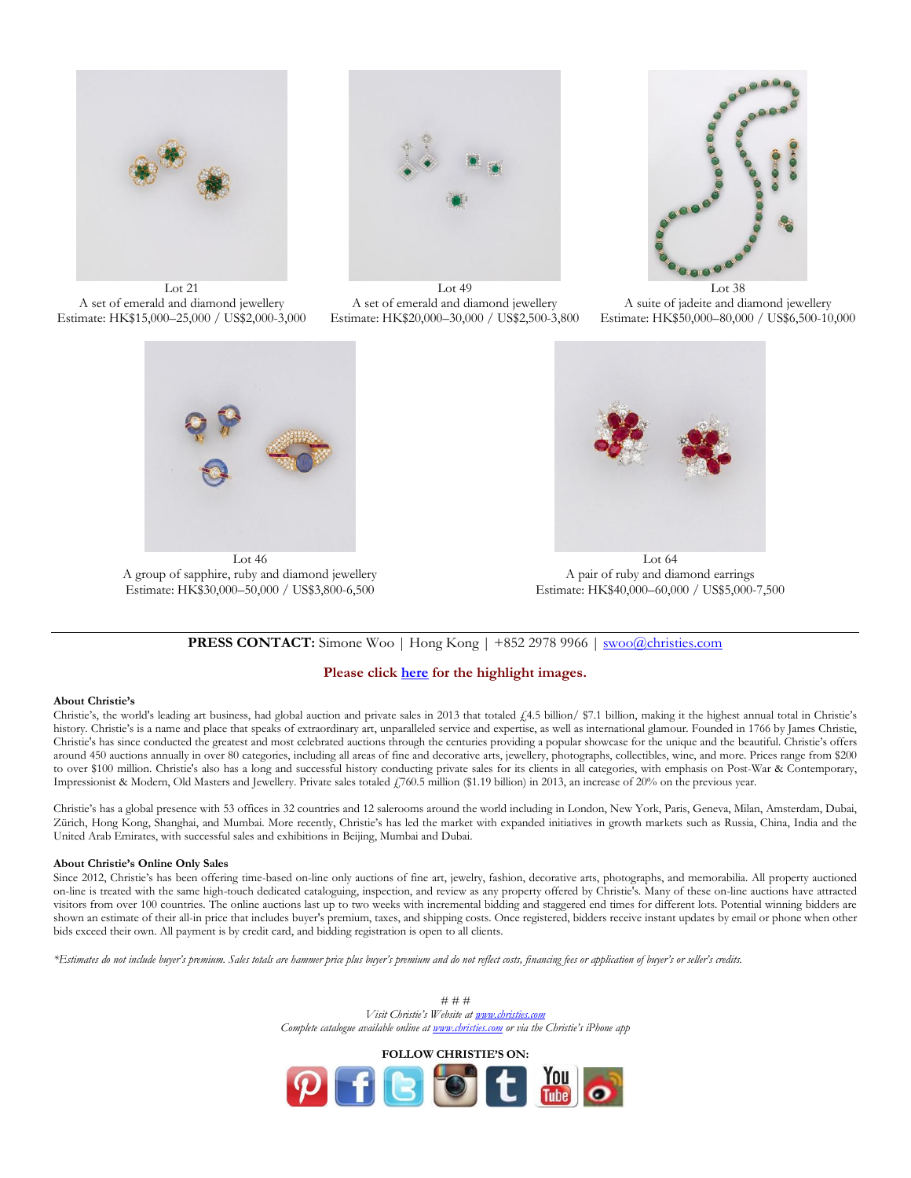Lot 21
A set of emerald and diamond jewellery
Estimate: HK$15,000–25,000 / US$2,000-3,000

Lot 49
A set of emerald and diamond jewellery
Estimate: HK$20,000–30,000 / US$2,500-3,800

Lot 38
A suite of jadeite and diamond jewellery
Estimate: HK$50,000–80,000 / US$6,500-10,000

Lot 46
A group of sapphire, ruby and diamond jewellery
Estimate: HK$30,000–50,000 / US$3,800-6,500

Lot 64
A pair of ruby and diamond earrings
Estimate: HK$40,000–60,000 / US$5,000-7,500

---

**PRESS CONTACT:** Simone Woo | Hong Kong | +852 2978 9966 | swoo@christies.com

**Please click here for the highlight images.**

**About Christie's**

Christie's, the world's leading art business, had global auction and private sales in 2013 that totaled £4.5 billion/ $7.1 billion, making it the highest annual total in Christie's history. Christie's is a name and place that speaks of extraordinary art, unparalleled service and expertise, as well as international glamour. Founded in 1766 by James Christie, Christie's has since conducted the greatest and most celebrated auctions through the centuries providing a popular showcase for the unique and the beautiful. Christie's offers around 450 auctions annually in over 80 categories, including all areas of fine and decorative arts, jewellery, photographs, collectibles, wine, and more. Prices range from $200 to over $100 million. Christie's also has a long and successful history conducting private sales for its clients in all categories, with emphasis on Post-War & Contemporary, Impressionist & Modern, Old Masters and Jewellery. Private sales totaled £760.5 million ($1.19 billion) in 2013, an increase of 20% on the previous year.

Christie's has a global presence with 53 offices in 32 countries and 12 salerooms around the world including in London, New York, Paris, Geneva, Milan, Amsterdam, Dubai, Zürich, Hong Kong, Shanghai, and Mumbai. More recently, Christie's has led the market with expanded initiatives in growth markets such as Russia, China, India and the United Arab Emirates, with successful sales and exhibitions in Beijing, Mumbai and Dubai.

**About Christie's Online Only Sales**

Since 2012, Christie's has been offering time-based on-line only auctions of fine art, jewelry, fashion, decorative arts, photographs, and memorabilia. All property auctioned on-line is treated with the same high-touch dedicated cataloguing, inspection, and review as any property offered by Christie's. Many of these on-line auctions have attracted visitors from over 100 countries. The online auctions last up to two weeks with incremental bidding and staggered end times for different lots. Potential winning bidders are shown an estimate of their all-in price that includes buyer's premium, taxes, and shipping costs. Once registered, bidders receive instant updates by email or phone when other bids exceed their own. All payment is by credit card, and bidding registration is open to all clients.

*\*Estimates do not include buyer's premium. Sales totals are hammer price plus buyer's premium and do not reflect costs, financing fees or application of buyer's or seller's credits.*

# # #

*Visit Christie's Website at www.christies.com*
*Complete catalogue available online at www.christies.com or via the Christie's iPhone app*

**FOLLOW CHRISTIE'S ON:**